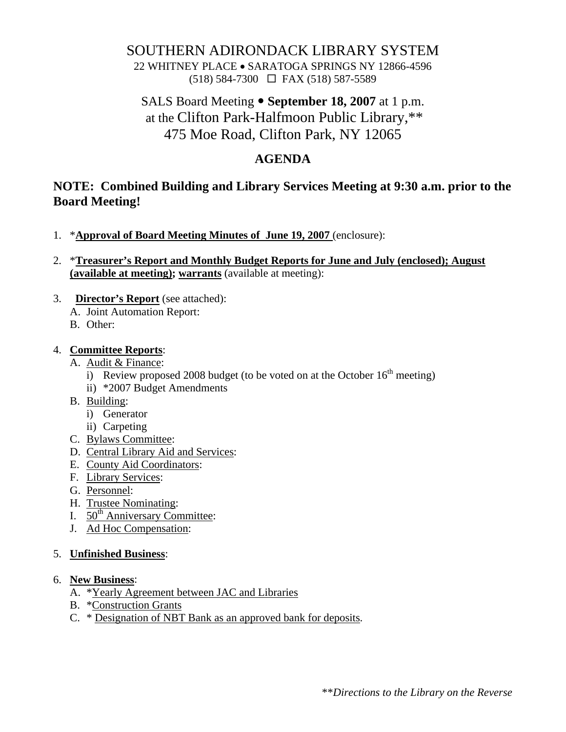# SOUTHERN ADIRONDACK LIBRARY SYSTEM

22 WHITNEY PLACE • SARATOGA SPRINGS NY 12866-4596
(518) 584-7300 ☐ FAX (518) 587-5589

SALS Board Meeting • **September 18, 2007** at 1 p.m.
at the Clifton Park-Halfmoon Public Library,**
475 Moe Road, Clifton Park, NY 12065

## AGENDA

### NOTE: Combined Building and Library Services Meeting at 9:30 a.m. prior to the Board Meeting!

1. ***Approval of Board Meeting Minutes of June 19, 2007** (enclosure):

2. ***Treasurer's Report and Monthly Budget Reports for June and July (enclosed); August (available at meeting); warrants** (available at meeting):

3. **Director's Report** (see attached):
   - A. Joint Automation Report:
   - B. Other:

4. **Committee Reports**:
   - A. Audit & Finance:
     - i) Review proposed 2008 budget (to be voted on at the October 16th meeting)
     - ii) *2007 Budget Amendments
   - B. Building:
     - i) Generator
     - ii) Carpeting
   - C. Bylaws Committee:
   - D. Central Library Aid and Services:
   - E. County Aid Coordinators:
   - F. Library Services:
   - G. Personnel:
   - H. Trustee Nominating:
   - I. 50th Anniversary Committee:
   - J. Ad Hoc Compensation:

5. **Unfinished Business**:

6. **New Business**:
   - A. *Yearly Agreement between JAC and Libraries
   - B. *Construction Grants
   - C. * Designation of NBT Bank as an approved bank for deposits.

*\*\*Directions to the Library on the Reverse*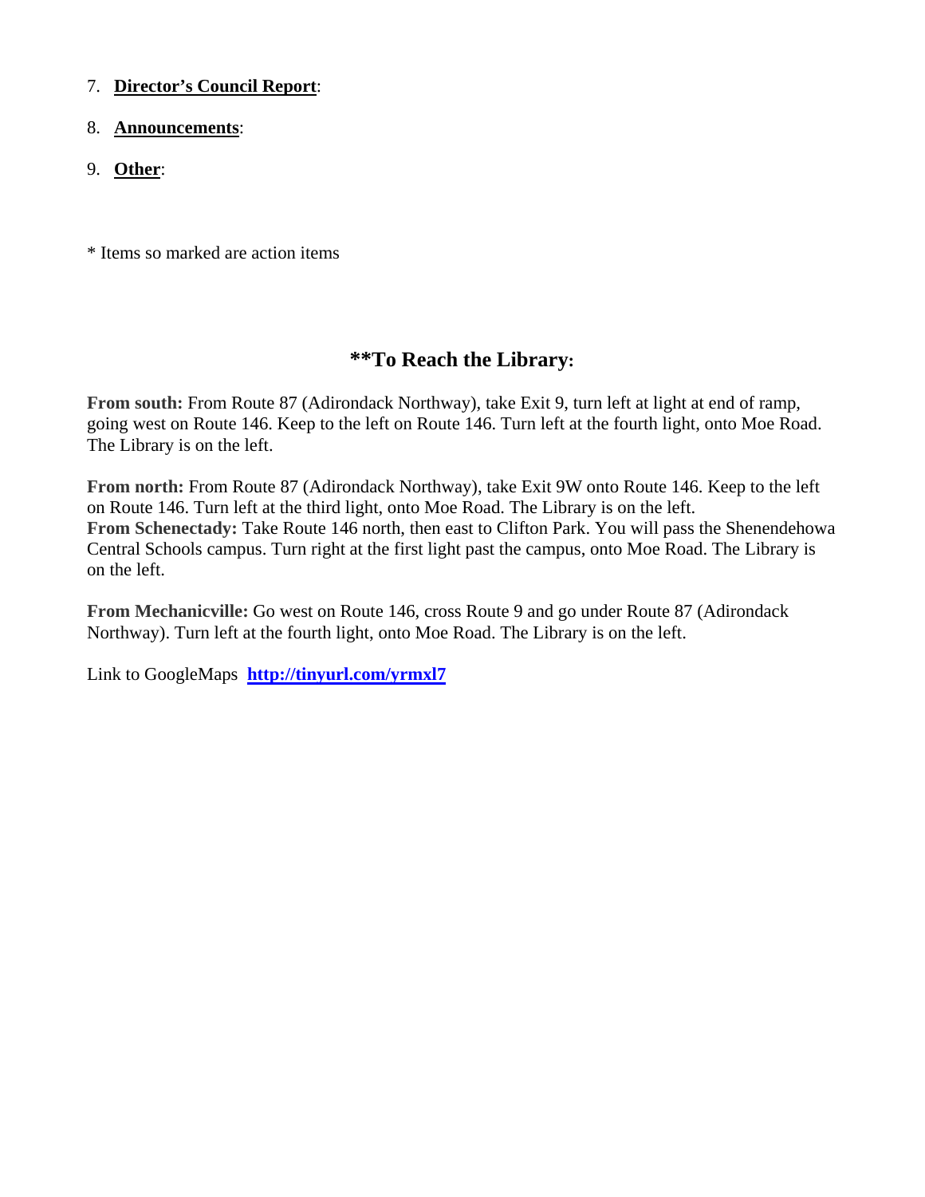7. **Director's Council Report**:

8. **Announcements**:

9. **Other**:

* Items so marked are action items

## **To Reach the Library:

**From south:** From Route 87 (Adirondack Northway), take Exit 9, turn left at light at end of ramp, going west on Route 146. Keep to the left on Route 146. Turn left at the fourth light, onto Moe Road. The Library is on the left.

**From north:** From Route 87 (Adirondack Northway), take Exit 9W onto Route 146. Keep to the left on Route 146. Turn left at the third light, onto Moe Road. The Library is on the left.
**From Schenectady:** Take Route 146 north, then east to Clifton Park. You will pass the Shenendehowa Central Schools campus. Turn right at the first light past the campus, onto Moe Road. The Library is on the left.

**From Mechanicville:** Go west on Route 146, cross Route 9 and go under Route 87 (Adirondack Northway). Turn left at the fourth light, onto Moe Road. The Library is on the left.

Link to GoogleMaps **http://tinyurl.com/yrmxl7**